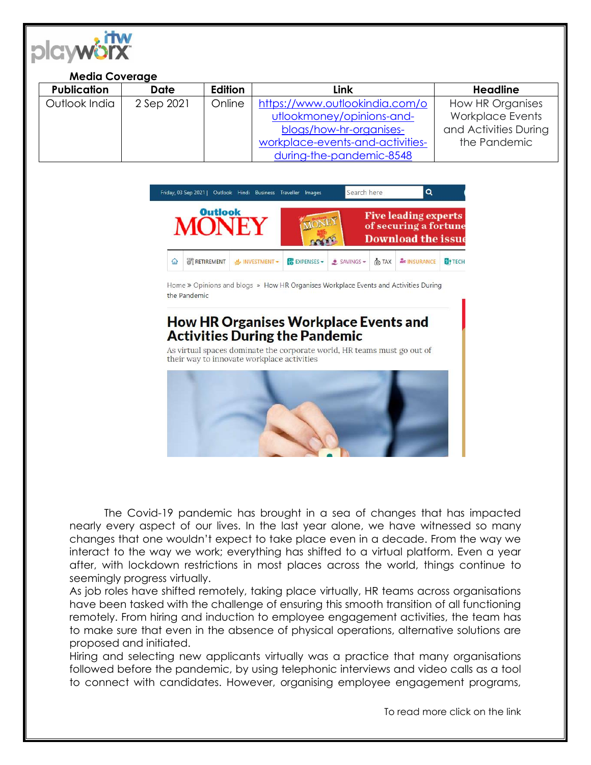**Media Coverage**

| Publication | Date | Edition | Link | Headline |
|---|---|---|---|---|
| Outlook India | 2 Sep 2021 | Online | https://www.outlookindia.com/outlookmoney/opinions-and-blogs/how-hr-organises-workplace-events-and-activities-during-the-pandemic-8548 | How HR Organises Workplace Events and Activities During the Pandemic |

Friday, 03 Sep 2021 | Outlook Hindi Business Traveller Images

Outlook MONEY

Five leading experts of securing a fortune Download the issue

RETIREMENT INVESTMENT EXPENSES SAVINGS TAX INSURANCE TECH

Home » Opinions and blogs » How HR Organises Workplace Events and Activities During the Pandemic

## How HR Organises Workplace Events and Activities During the Pandemic

As virtual spaces dominate the corporate world, HR teams must go out of their way to innovate workplace activities

The Covid-19 pandemic has brought in a sea of changes that has impacted nearly every aspect of our lives. In the last year alone, we have witnessed so many changes that one wouldn't expect to take place even in a decade. From the way we interact to the way we work; everything has shifted to a virtual platform. Even a year after, with lockdown restrictions in most places across the world, things continue to seemingly progress virtually.

As job roles have shifted remotely, taking place virtually, HR teams across organisations have been tasked with the challenge of ensuring this smooth transition of all functioning remotely. From hiring and induction to employee engagement activities, the team has to make sure that even in the absence of physical operations, alternative solutions are proposed and initiated.

Hiring and selecting new applicants virtually was a practice that many organisations followed before the pandemic, by using telephonic interviews and video calls as a tool to connect with candidates. However, organising employee engagement programs,

To read more click on the link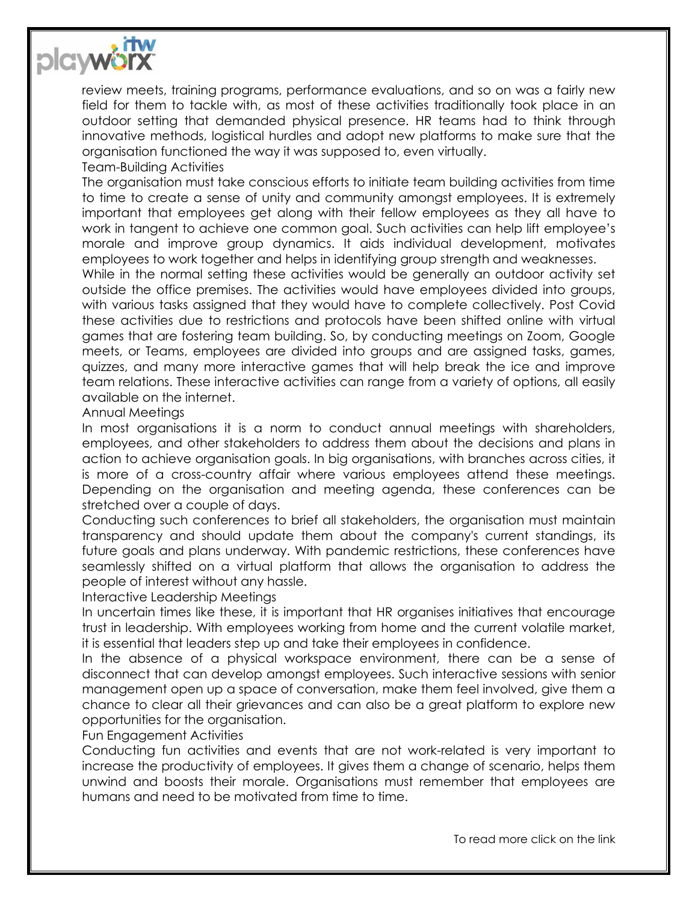review meets, training programs, performance evaluations, and so on was a fairly new field for them to tackle with, as most of these activities traditionally took place in an outdoor setting that demanded physical presence. HR teams had to think through innovative methods, logistical hurdles and adopt new platforms to make sure that the organisation functioned the way it was supposed to, even virtually.

## Team-Building Activities

The organisation must take conscious efforts to initiate team building activities from time to time to create a sense of unity and community amongst employees. It is extremely important that employees get along with their fellow employees as they all have to work in tangent to achieve one common goal. Such activities can help lift employee's morale and improve group dynamics. It aids individual development, motivates employees to work together and helps in identifying group strength and weaknesses.

While in the normal setting these activities would be generally an outdoor activity set outside the office premises. The activities would have employees divided into groups, with various tasks assigned that they would have to complete collectively. Post Covid these activities due to restrictions and protocols have been shifted online with virtual games that are fostering team building. So, by conducting meetings on Zoom, Google meets, or Teams, employees are divided into groups and are assigned tasks, games, quizzes, and many more interactive games that will help break the ice and improve team relations. These interactive activities can range from a variety of options, all easily available on the internet.

## Annual Meetings

In most organisations it is a norm to conduct annual meetings with shareholders, employees, and other stakeholders to address them about the decisions and plans in action to achieve organisation goals. In big organisations, with branches across cities, it is more of a cross-country affair where various employees attend these meetings. Depending on the organisation and meeting agenda, these conferences can be stretched over a couple of days.

Conducting such conferences to brief all stakeholders, the organisation must maintain transparency and should update them about the company's current standings, its future goals and plans underway. With pandemic restrictions, these conferences have seamlessly shifted on a virtual platform that allows the organisation to address the people of interest without any hassle.

## Interactive Leadership Meetings

In uncertain times like these, it is important that HR organises initiatives that encourage trust in leadership. With employees working from home and the current volatile market, it is essential that leaders step up and take their employees in confidence.

In the absence of a physical workspace environment, there can be a sense of disconnect that can develop amongst employees. Such interactive sessions with senior management open up a space of conversation, make them feel involved, give them a chance to clear all their grievances and can also be a great platform to explore new opportunities for the organisation.

## Fun Engagement Activities

Conducting fun activities and events that are not work-related is very important to increase the productivity of employees. It gives them a change of scenario, helps them unwind and boosts their morale. Organisations must remember that employees are humans and need to be motivated from time to time.

To read more click on the link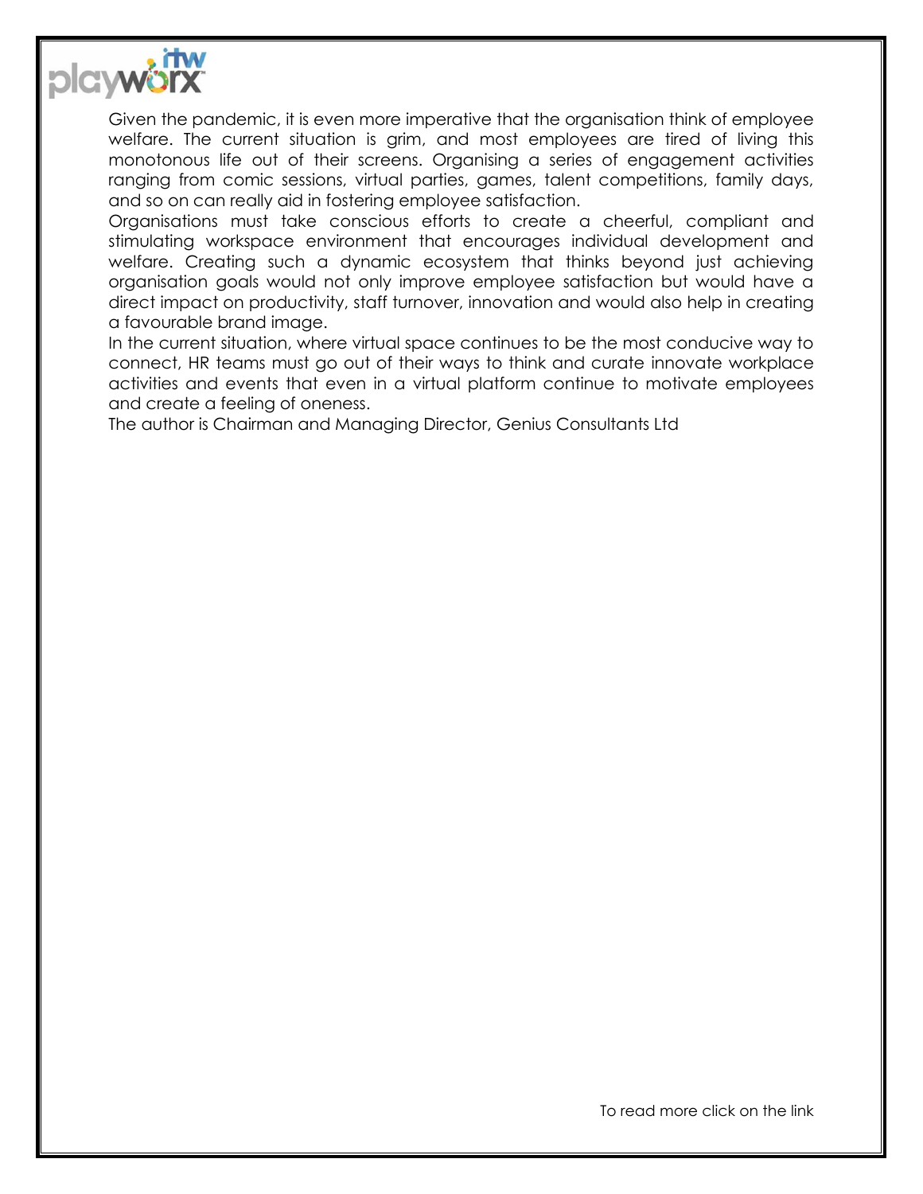Given the pandemic, it is even more imperative that the organisation think of employee welfare. The current situation is grim, and most employees are tired of living this monotonous life out of their screens. Organising a series of engagement activities ranging from comic sessions, virtual parties, games, talent competitions, family days, and so on can really aid in fostering employee satisfaction.

Organisations must take conscious efforts to create a cheerful, compliant and stimulating workspace environment that encourages individual development and welfare. Creating such a dynamic ecosystem that thinks beyond just achieving organisation goals would not only improve employee satisfaction but would have a direct impact on productivity, staff turnover, innovation and would also help in creating a favourable brand image.

In the current situation, where virtual space continues to be the most conducive way to connect, HR teams must go out of their ways to think and curate innovate workplace activities and events that even in a virtual platform continue to motivate employees and create a feeling of oneness.

The author is Chairman and Managing Director, Genius Consultants Ltd

To read more click on the link